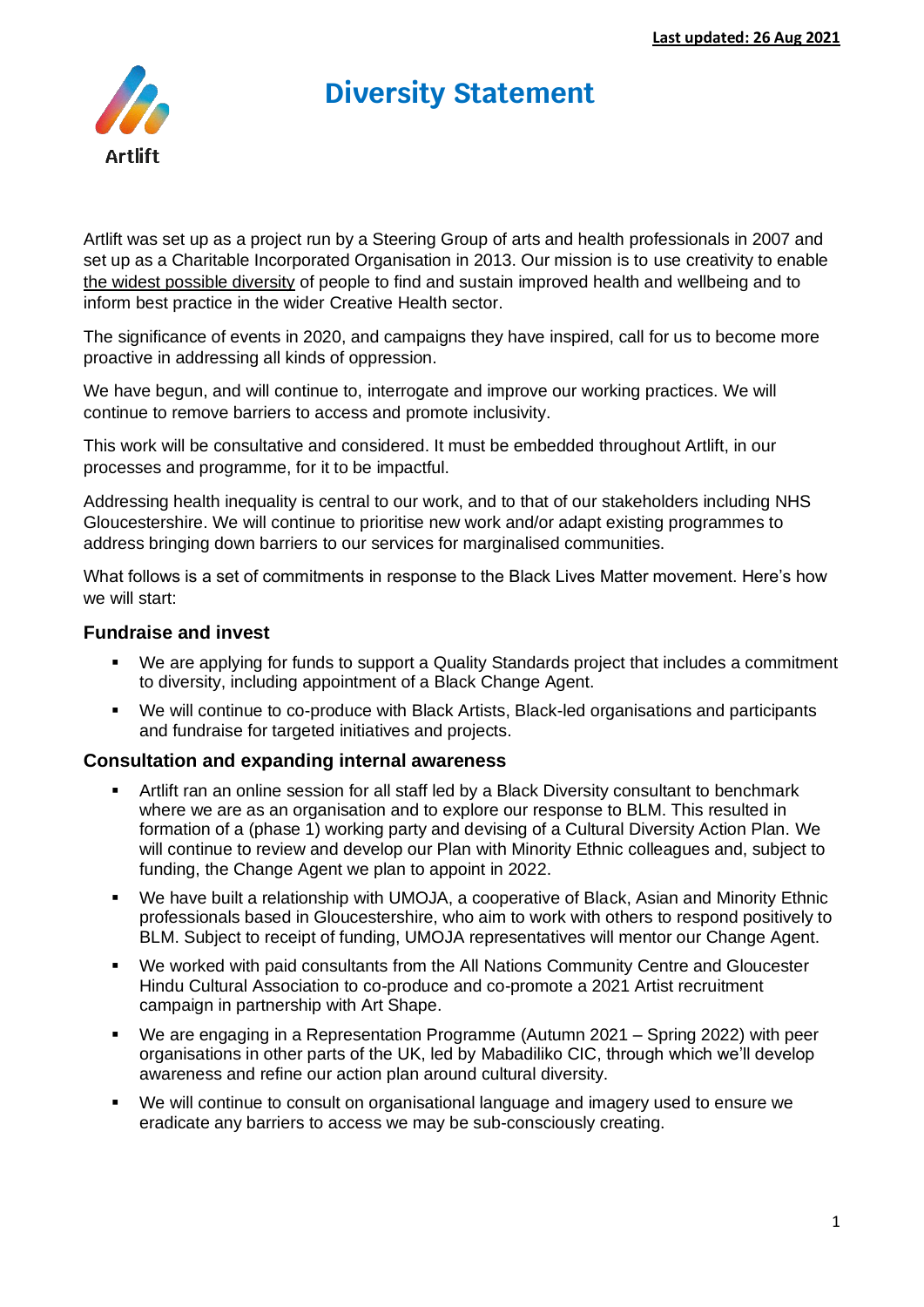**Last updated: 26 Aug 2021**

Artlift

# Diversity Statement

Artlift was set up as a project run by a Steering Group of arts and health professionals in 2007 and set up as a Charitable Incorporated Organisation in 2013. Our mission is to use creativity to enable the widest possible diversity of people to find and sustain improved health and wellbeing and to inform best practice in the wider Creative Health sector.

The significance of events in 2020, and campaigns they have inspired, call for us to become more proactive in addressing all kinds of oppression.

We have begun, and will continue to, interrogate and improve our working practices. We will continue to remove barriers to access and promote inclusivity.

This work will be consultative and considered. It must be embedded throughout Artlift, in our processes and programme, for it to be impactful.

Addressing health inequality is central to our work, and to that of our stakeholders including NHS Gloucestershire. We will continue to prioritise new work and/or adapt existing programmes to address bringing down barriers to our services for marginalised communities.

What follows is a set of commitments in response to the Black Lives Matter movement. Here's how we will start:

### Fundraise and invest

- We are applying for funds to support a Quality Standards project that includes a commitment to diversity, including appointment of a Black Change Agent.
- We will continue to co-produce with Black Artists, Black-led organisations and participants and fundraise for targeted initiatives and projects.

### Consultation and expanding internal awareness

- Artlift ran an online session for all staff led by a Black Diversity consultant to benchmark where we are as an organisation and to explore our response to BLM. This resulted in formation of a (phase 1) working party and devising of a Cultural Diversity Action Plan. We will continue to review and develop our Plan with Minority Ethnic colleagues and, subject to funding, the Change Agent we plan to appoint in 2022.
- We have built a relationship with UMOJA, a cooperative of Black, Asian and Minority Ethnic professionals based in Gloucestershire, who aim to work with others to respond positively to BLM. Subject to receipt of funding, UMOJA representatives will mentor our Change Agent.
- We worked with paid consultants from the All Nations Community Centre and Gloucester Hindu Cultural Association to co-produce and co-promote a 2021 Artist recruitment campaign in partnership with Art Shape.
- We are engaging in a Representation Programme (Autumn 2021 – Spring 2022) with peer organisations in other parts of the UK, led by Mabadiliko CIC, through which we'll develop awareness and refine our action plan around cultural diversity.
- We will continue to consult on organisational language and imagery used to ensure we eradicate any barriers to access we may be sub-consciously creating.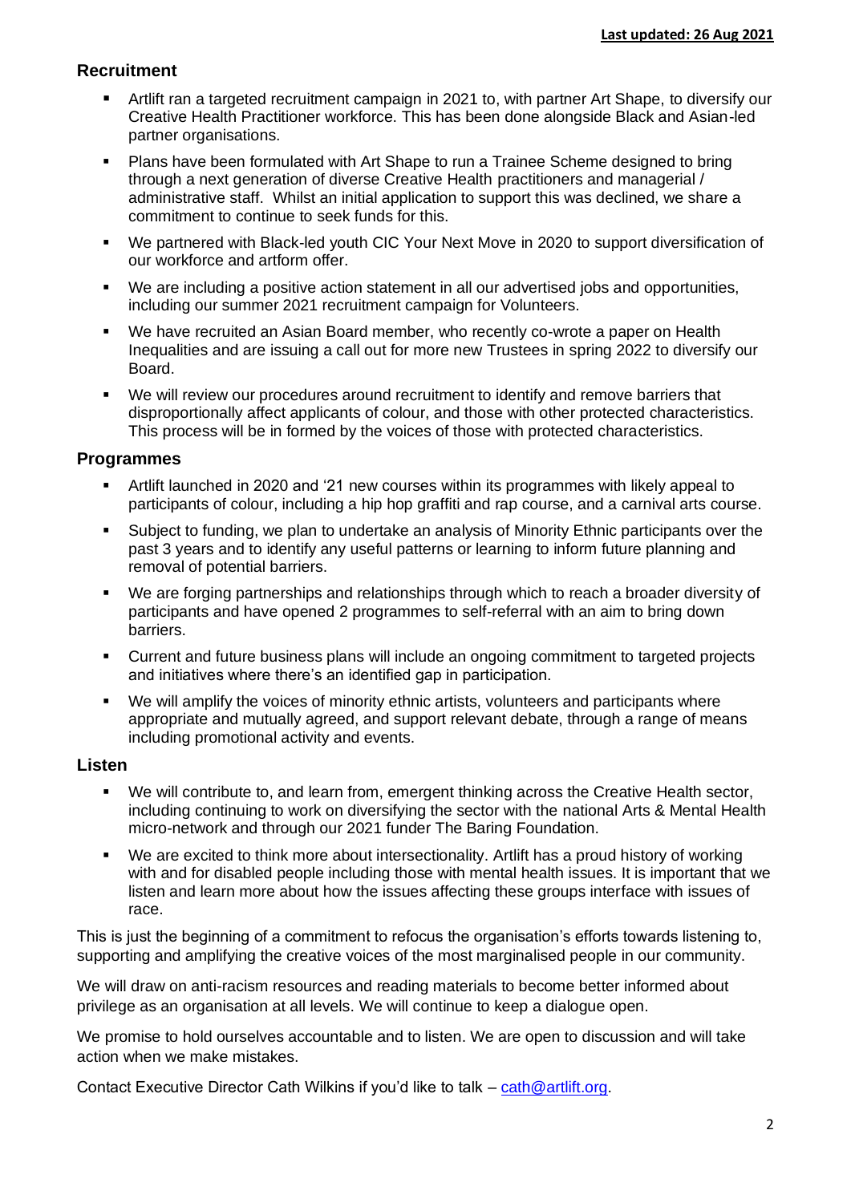**Last updated: 26 Aug 2021**

## Recruitment

- Artlift ran a targeted recruitment campaign in 2021 to, with partner Art Shape, to diversify our Creative Health Practitioner workforce. This has been done alongside Black and Asian-led partner organisations.
- Plans have been formulated with Art Shape to run a Trainee Scheme designed to bring through a next generation of diverse Creative Health practitioners and managerial / administrative staff. Whilst an initial application to support this was declined, we share a commitment to continue to seek funds for this.
- We partnered with Black-led youth CIC Your Next Move in 2020 to support diversification of our workforce and artform offer.
- We are including a positive action statement in all our advertised jobs and opportunities, including our summer 2021 recruitment campaign for Volunteers.
- We have recruited an Asian Board member, who recently co-wrote a paper on Health Inequalities and are issuing a call out for more new Trustees in spring 2022 to diversify our Board.
- We will review our procedures around recruitment to identify and remove barriers that disproportionally affect applicants of colour, and those with other protected characteristics. This process will be in formed by the voices of those with protected characteristics.

## Programmes

- Artlift launched in 2020 and '21 new courses within its programmes with likely appeal to participants of colour, including a hip hop graffiti and rap course, and a carnival arts course.
- Subject to funding, we plan to undertake an analysis of Minority Ethnic participants over the past 3 years and to identify any useful patterns or learning to inform future planning and removal of potential barriers.
- We are forging partnerships and relationships through which to reach a broader diversity of participants and have opened 2 programmes to self-referral with an aim to bring down barriers.
- Current and future business plans will include an ongoing commitment to targeted projects and initiatives where there's an identified gap in participation.
- We will amplify the voices of minority ethnic artists, volunteers and participants where appropriate and mutually agreed, and support relevant debate, through a range of means including promotional activity and events.

## Listen

- We will contribute to, and learn from, emergent thinking across the Creative Health sector, including continuing to work on diversifying the sector with the national Arts & Mental Health micro-network and through our 2021 funder The Baring Foundation.
- We are excited to think more about intersectionality. Artlift has a proud history of working with and for disabled people including those with mental health issues. It is important that we listen and learn more about how the issues affecting these groups interface with issues of race.

This is just the beginning of a commitment to refocus the organisation's efforts towards listening to, supporting and amplifying the creative voices of the most marginalised people in our community.

We will draw on anti-racism resources and reading materials to become better informed about privilege as an organisation at all levels. We will continue to keep a dialogue open.

We promise to hold ourselves accountable and to listen. We are open to discussion and will take action when we make mistakes.

Contact Executive Director Cath Wilkins if you'd like to talk – cath@artlift.org.